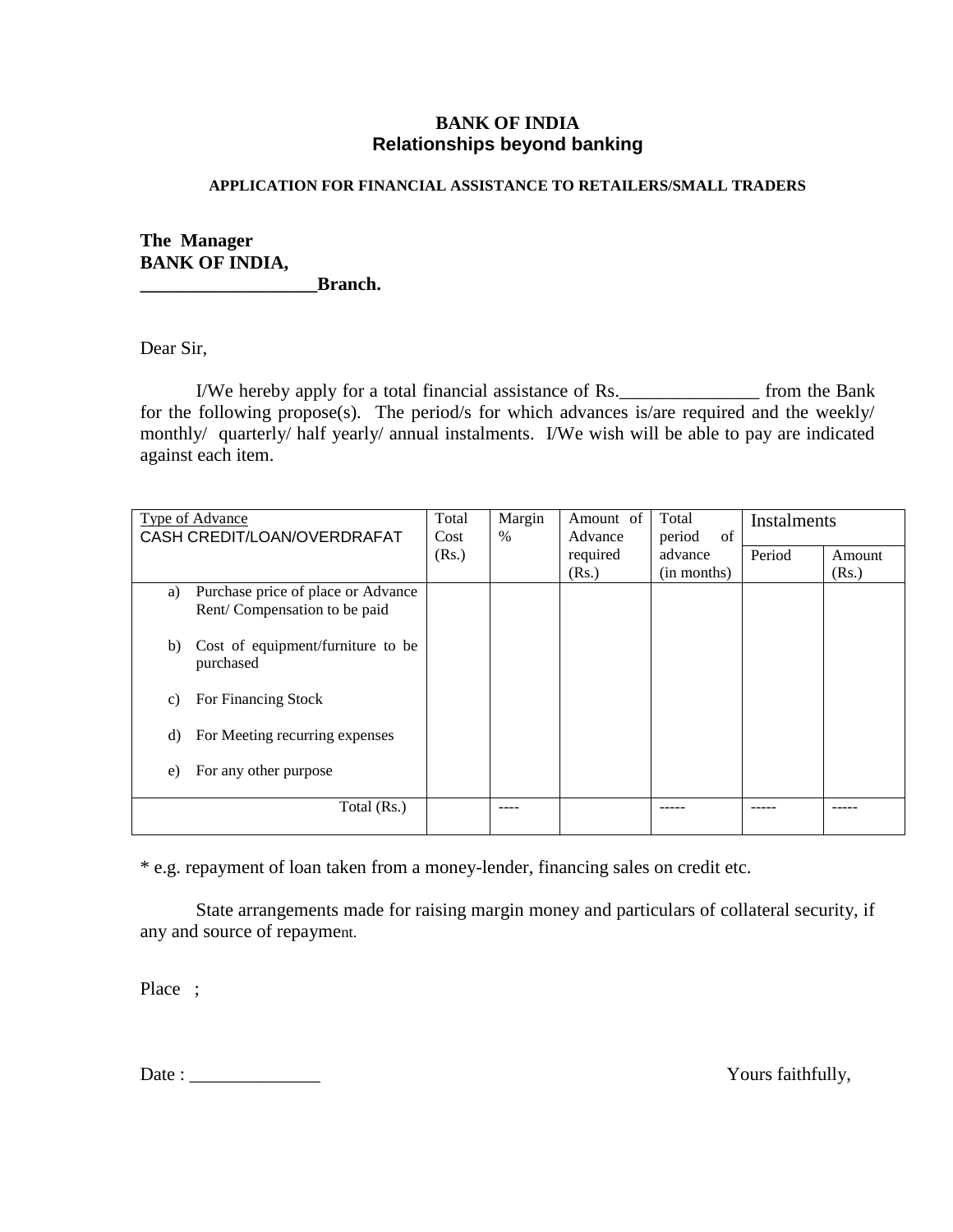# BANK OF INDIA
## Relationships beyond banking

**APPLICATION FOR FINANCIAL ASSISTANCE TO RETAILERS/SMALL TRADERS**

**The Manager**
**BANK OF INDIA,**
**___________________Branch.**

Dear Sir,

I/We hereby apply for a total financial assistance of Rs._______________ from the Bank for the following propose(s). The period/s for which advances is/are required and the weekly/ monthly/ quarterly/ half yearly/ annual instalments. I/We wish will be able to pay are indicated against each item.

| Type of Advance CASH CREDIT/LOAN/OVERDRAFAT | Total Cost (Rs.) | Margin % | Amount of Advance required (Rs.) | Total period of advance (in months) | Instalments | |
|---|---|---|---|---|---|---|
| | | | | | Period | Amount (Rs.) |
| a) Purchase price of place or Advance Rent/ Compensation to be paid | | | | | | |
| b) Cost of equipment/furniture to be purchased | | | | | | |
| c) For Financing Stock | | | | | | |
| d) For Meeting recurring expenses | | | | | | |
| e) For any other purpose | | | | | | |
| Total (Rs.) | | ---- | | ----- | ----- | ----- |

* e.g. repayment of loan taken from a money-lender, financing sales on credit etc.

State arrangements made for raising margin money and particulars of collateral security, if any and source of repayment.

Place ;

Date : ______________

Yours faithfully,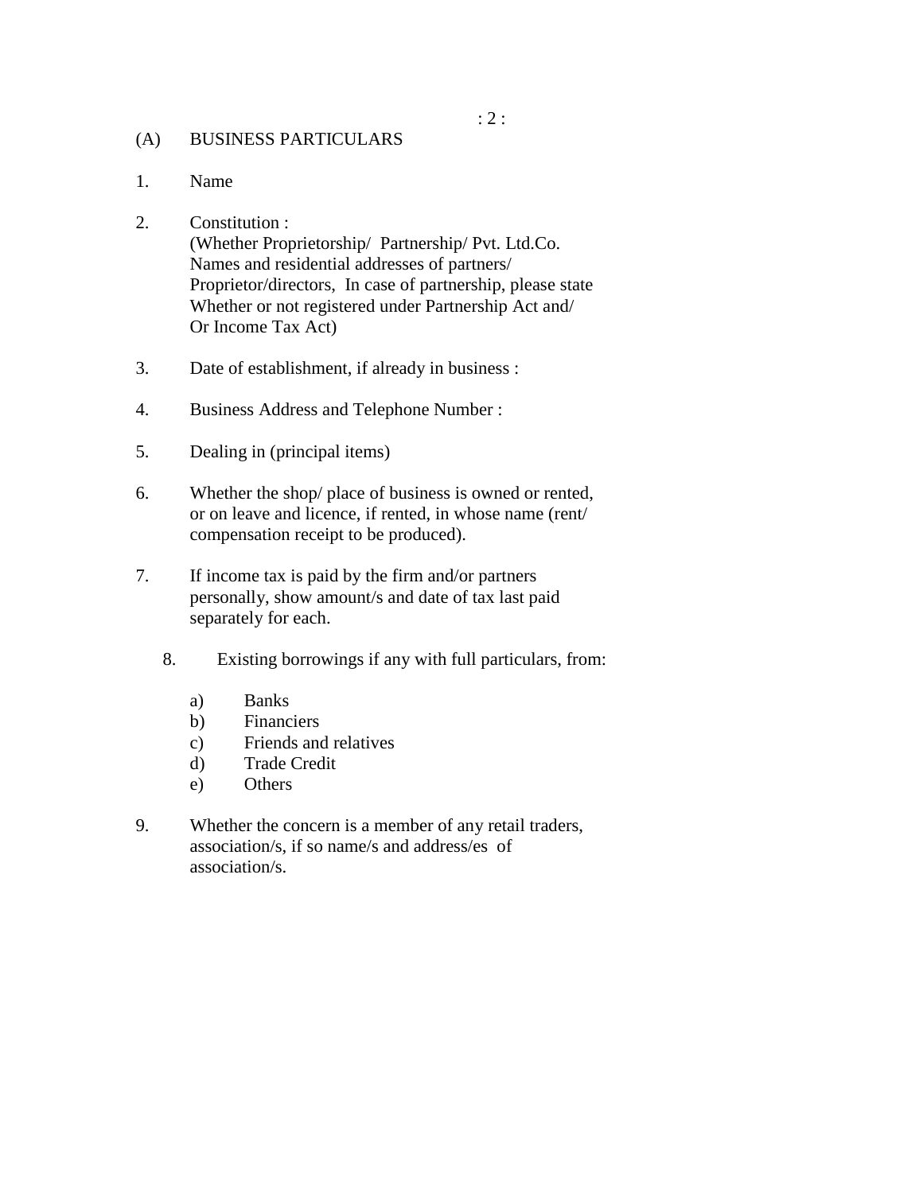## (A) BUSINESS PARTICULARS

1. Name

2. Constitution :
   (Whether Proprietorship/ Partnership/ Pvt. Ltd.Co.
   Names and residential addresses of partners/
   Proprietor/directors, In case of partnership, please state
   Whether or not registered under Partnership Act and/
   Or Income Tax Act)

3. Date of establishment, if already in business :

4. Business Address and Telephone Number :

5. Dealing in (principal items)

6. Whether the shop/ place of business is owned or rented,
   or on leave and licence, if rented, in whose name (rent/
   compensation receipt to be produced).

7. If income tax is paid by the firm and/or partners
   personally, show amount/s and date of tax last paid
   separately for each.

8. Existing borrowings if any with full particulars, from:

   a) Banks
   b) Financiers
   c) Friends and relatives
   d) Trade Credit
   e) Others

9. Whether the concern is a member of any retail traders,
   association/s, if so name/s and address/es of
   association/s.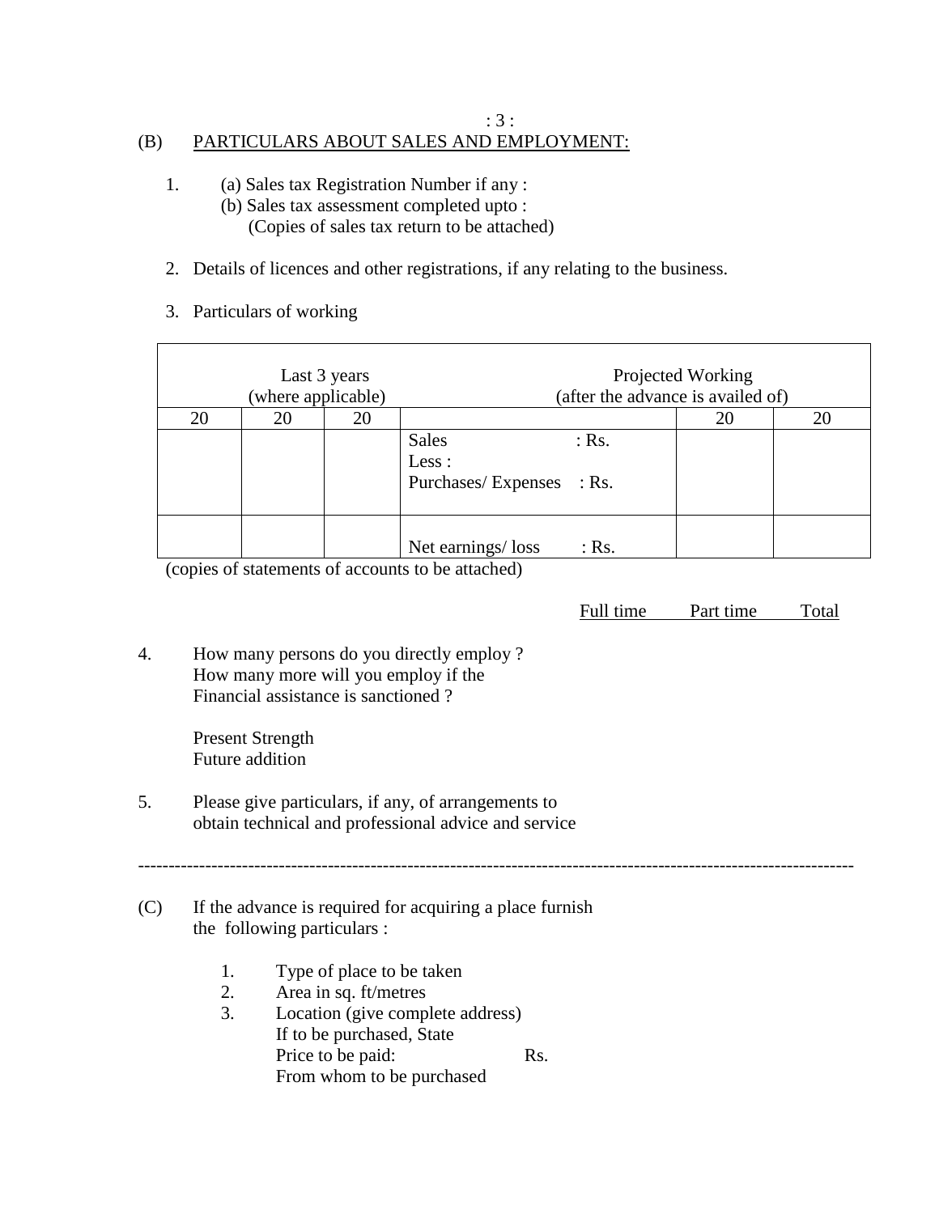## (B) PARTICULARS ABOUT SALES AND EMPLOYMENT:

1. (a) Sales tax Registration Number if any :
   (b) Sales tax assessment completed upto :
   (Copies of sales tax return to be attached)

2. Details of licences and other registrations, if any relating to the business.

3. Particulars of working

| Last 3 years (where applicable) | | | Projected Working (after the advance is availed of) | | |
|---|---|---|---|---|---|
| 20 | 20 | 20 | | 20 | 20 |
| | | | Sales : Rs.<br>Less :<br>Purchases/ Expenses : Rs. | | |
| | | | Net earnings/ loss : Rs. | | |

(copies of statements of accounts to be attached)

| | Full time | Part time | Total |
|---|---|---|---|
| 4. How many persons do you directly employ ? How many more will you employ if the Financial assistance is sanctioned ? | | | |
| Present Strength | | | |
| Future addition | | | |

5. Please give particulars, if any, of arrangements to obtain technical and professional advice and service

---

(C) If the advance is required for acquiring a place furnish the following particulars :

1. Type of place to be taken
2. Area in sq. ft/metres
3. Location (give complete address)
   If to be purchased, State
   Price to be paid: Rs.
   From whom to be purchased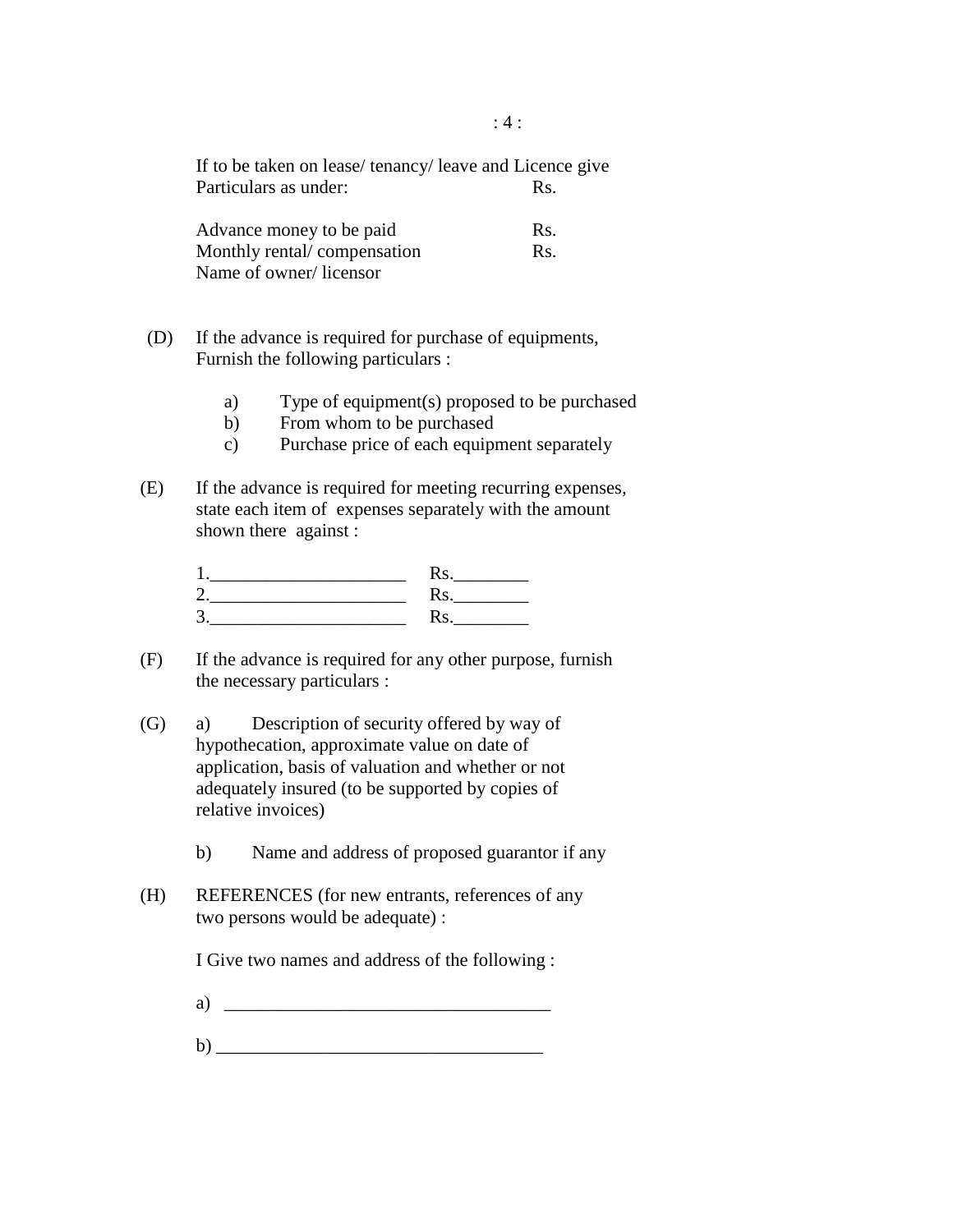If to be taken on lease/ tenancy/ leave and Licence give Particulars as under: Rs.

Advance money to be paid Rs.
Monthly rental/ compensation Rs.
Name of owner/ licensor

(D) If the advance is required for purchase of equipments, Furnish the following particulars :

a) Type of equipment(s) proposed to be purchased
b) From whom to be purchased
c) Purchase price of each equipment separately

(E) If the advance is required for meeting recurring expenses, state each item of expenses separately with the amount shown there against :

1.____________________ Rs.________
2.____________________ Rs.________
3.____________________ Rs.________

(F) If the advance is required for any other purpose, furnish the necessary particulars :

(G) a) Description of security offered by way of hypothecation, approximate value on date of application, basis of valuation and whether or not adequately insured (to be supported by copies of relative invoices)

b) Name and address of proposed guarantor if any

(H) REFERENCES (for new entrants, references of any two persons would be adequate) :

I Give two names and address of the following :

a) __________________________________

b) __________________________________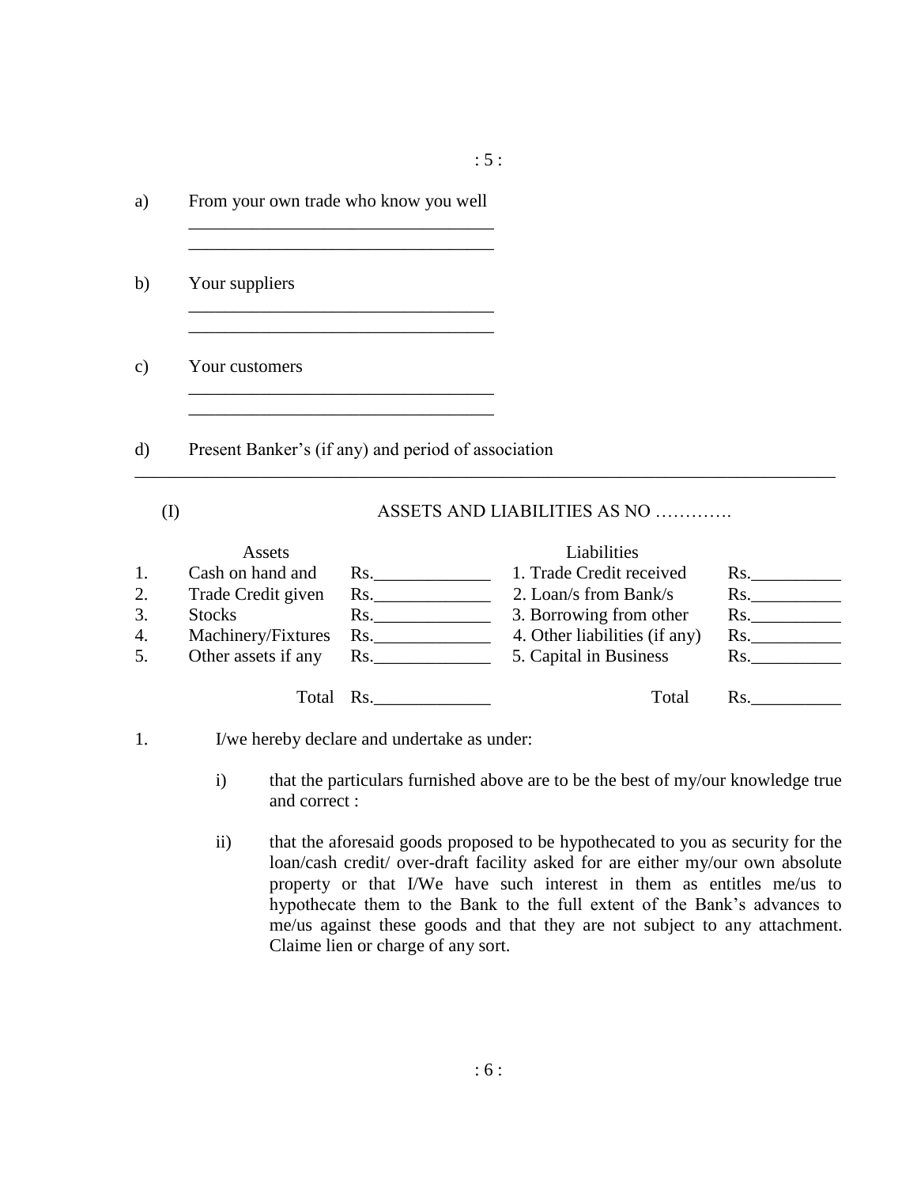a) From your own trade who know you well

\_\_\_\_\_\_\_\_\_\_\_\_\_\_\_\_\_\_\_\_\_\_\_\_\_\_\_\_\_\_\_\_\_\_
\_\_\_\_\_\_\_\_\_\_\_\_\_\_\_\_\_\_\_\_\_\_\_\_\_\_\_\_\_\_\_\_\_\_

b) Your suppliers

\_\_\_\_\_\_\_\_\_\_\_\_\_\_\_\_\_\_\_\_\_\_\_\_\_\_\_\_\_\_\_\_\_\_
\_\_\_\_\_\_\_\_\_\_\_\_\_\_\_\_\_\_\_\_\_\_\_\_\_\_\_\_\_\_\_\_\_\_

c) Your customers

\_\_\_\_\_\_\_\_\_\_\_\_\_\_\_\_\_\_\_\_\_\_\_\_\_\_\_\_\_\_\_\_\_\_
\_\_\_\_\_\_\_\_\_\_\_\_\_\_\_\_\_\_\_\_\_\_\_\_\_\_\_\_\_\_\_\_\_\_

d) Present Banker's (if any) and period of association

\_\_\_\_\_\_\_\_\_\_\_\_\_\_\_\_\_\_\_\_\_\_\_\_\_\_\_\_\_\_\_\_\_\_\_\_\_\_\_\_\_\_\_\_\_\_\_\_\_\_\_\_\_\_\_\_\_\_\_\_\_\_\_\_\_\_\_\_\_\_\_\_\_\_

(I) ASSETS AND LIABILITIES AS NO ………….

| | Assets | | Liabilities | |
|---|---|---|---|---|
| 1. | Cash on hand and | Rs.\_\_\_\_\_\_\_\_\_\_\_\_\_ | 1. Trade Credit received | Rs.\_\_\_\_\_\_\_\_\_\_ |
| 2. | Trade Credit given | Rs.\_\_\_\_\_\_\_\_\_\_\_\_\_ | 2. Loan/s from Bank/s | Rs.\_\_\_\_\_\_\_\_\_\_ |
| 3. | Stocks | Rs.\_\_\_\_\_\_\_\_\_\_\_\_\_ | 3. Borrowing from other | Rs.\_\_\_\_\_\_\_\_\_\_ |
| 4. | Machinery/Fixtures | Rs.\_\_\_\_\_\_\_\_\_\_\_\_\_ | 4. Other liabilities (if any) | Rs.\_\_\_\_\_\_\_\_\_\_ |
| 5. | Other assets if any | Rs.\_\_\_\_\_\_\_\_\_\_\_\_\_ | 5. Capital in Business | Rs.\_\_\_\_\_\_\_\_\_\_ |
| | Total | Rs.\_\_\_\_\_\_\_\_\_\_\_\_\_ | Total | Rs.\_\_\_\_\_\_\_\_\_\_ |

1. I/we hereby declare and undertake as under:

   i) that the particulars furnished above are to be the best of my/our knowledge true and correct :

   ii) that the aforesaid goods proposed to be hypothecated to you as security for the loan/cash credit/ over-draft facility asked for are either my/our own absolute property or that I/We have such interest in them as entitles me/us to hypothecate them to the Bank to the full extent of the Bank's advances to me/us against these goods and that they are not subject to any attachment. Claime lien or charge of any sort.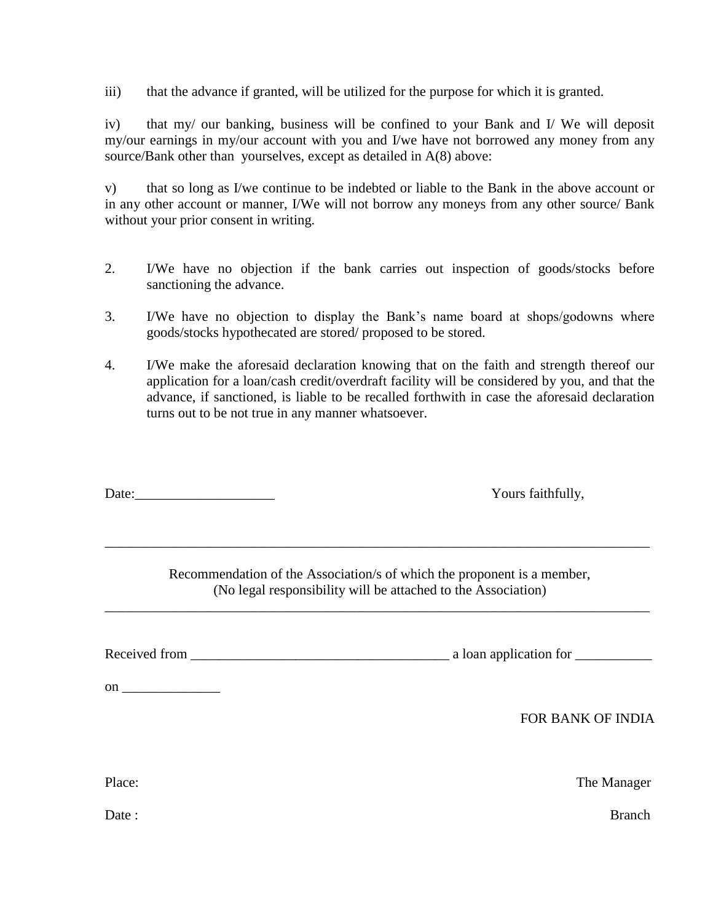iii) that the advance if granted, will be utilized for the purpose for which it is granted.

iv) that my/ our banking, business will be confined to your Bank and I/ We will deposit my/our earnings in my/our account with you and I/we have not borrowed any money from any source/Bank other than yourselves, except as detailed in A(8) above:

v) that so long as I/we continue to be indebted or liable to the Bank in the above account or in any other account or manner, I/We will not borrow any moneys from any other source/ Bank without your prior consent in writing.

2. I/We have no objection if the bank carries out inspection of goods/stocks before sanctioning the advance.

3. I/We have no objection to display the Bank's name board at shops/godowns where goods/stocks hypothecated are stored/ proposed to be stored.

4. I/We make the aforesaid declaration knowing that on the faith and strength thereof our application for a loan/cash credit/overdraft facility will be considered by you, and that the advance, if sanctioned, is liable to be recalled forthwith in case the aforesaid declaration turns out to be not true in any manner whatsoever.

Date:____________________ Yours faithfully,

---

Recommendation of the Association/s of which the proponent is a member,
(No legal responsibility will be attached to the Association)

---

Received from _____________________________________ a loan application for ___________

on ______________

FOR BANK OF INDIA

Place: The Manager

Date : Branch